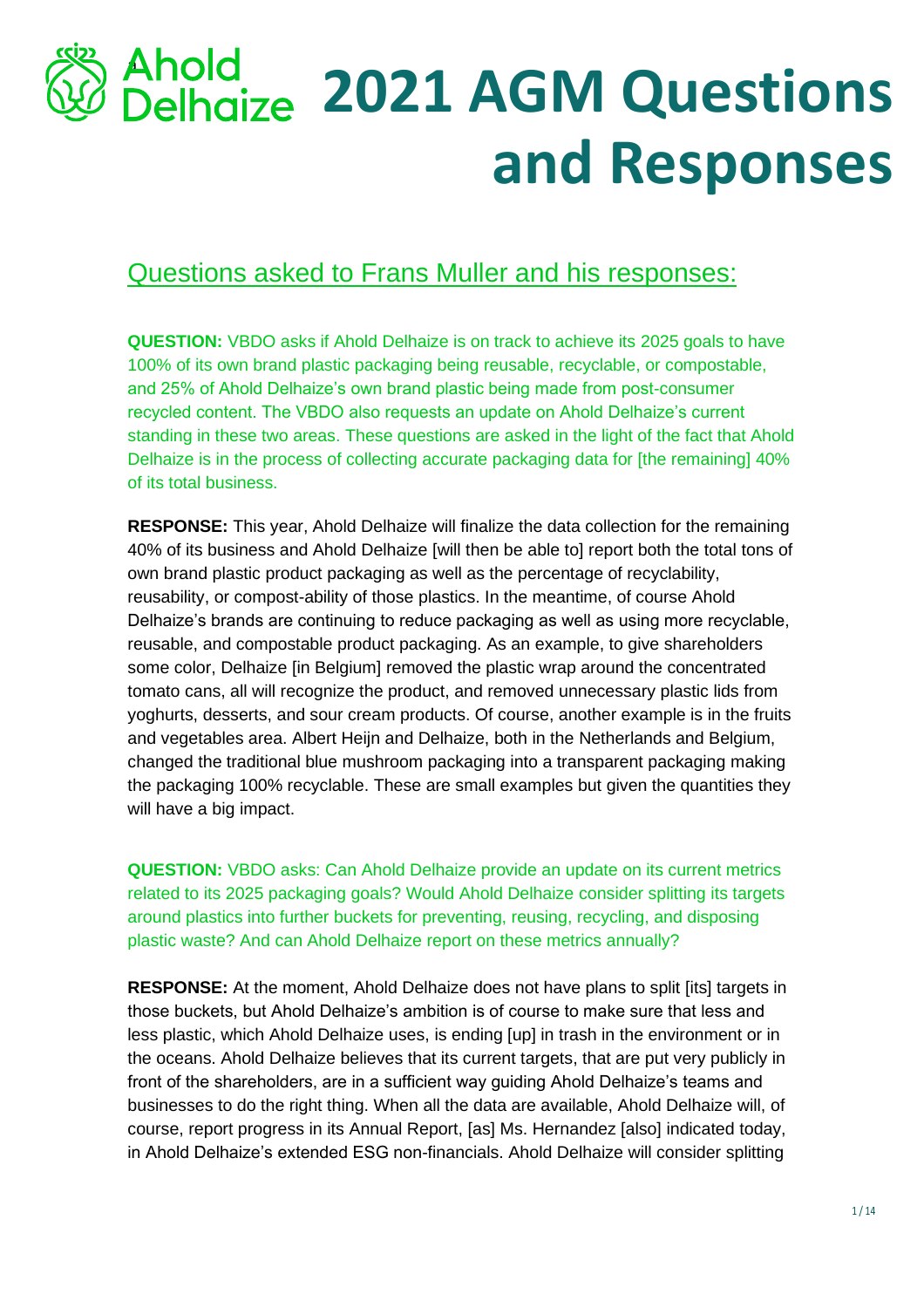# 2021 AGM Questions and Responses

## Questions asked to Frans Muller and his responses:

**QUESTION:** VBDO asks if Ahold Delhaize is on track to achieve its 2025 goals to have 100% of its own brand plastic packaging being reusable, recyclable, or compostable, and 25% of Ahold Delhaize's own brand plastic being made from post-consumer recycled content. The VBDO also requests an update on Ahold Delhaize's current standing in these two areas. These questions are asked in the light of the fact that Ahold Delhaize is in the process of collecting accurate packaging data for [the remaining] 40% of its total business.

**RESPONSE:** This year, Ahold Delhaize will finalize the data collection for the remaining 40% of its business and Ahold Delhaize [will then be able to] report both the total tons of own brand plastic product packaging as well as the percentage of recyclability, reusability, or compost-ability of those plastics. In the meantime, of course Ahold Delhaize's brands are continuing to reduce packaging as well as using more recyclable, reusable, and compostable product packaging. As an example, to give shareholders some color, Delhaize [in Belgium] removed the plastic wrap around the concentrated tomato cans, all will recognize the product, and removed unnecessary plastic lids from yoghurts, desserts, and sour cream products. Of course, another example is in the fruits and vegetables area. Albert Heijn and Delhaize, both in the Netherlands and Belgium, changed the traditional blue mushroom packaging into a transparent packaging making the packaging 100% recyclable. These are small examples but given the quantities they will have a big impact.

**QUESTION:** VBDO asks: Can Ahold Delhaize provide an update on its current metrics related to its 2025 packaging goals? Would Ahold Delhaize consider splitting its targets around plastics into further buckets for preventing, reusing, recycling, and disposing plastic waste? And can Ahold Delhaize report on these metrics annually?

**RESPONSE:** At the moment, Ahold Delhaize does not have plans to split [its] targets in those buckets, but Ahold Delhaize's ambition is of course to make sure that less and less plastic, which Ahold Delhaize uses, is ending [up] in trash in the environment or in the oceans. Ahold Delhaize believes that its current targets, that are put very publicly in front of the shareholders, are in a sufficient way guiding Ahold Delhaize's teams and businesses to do the right thing. When all the data are available, Ahold Delhaize will, of course, report progress in its Annual Report, [as] Ms. Hernandez [also] indicated today, in Ahold Delhaize's extended ESG non-financials. Ahold Delhaize will consider splitting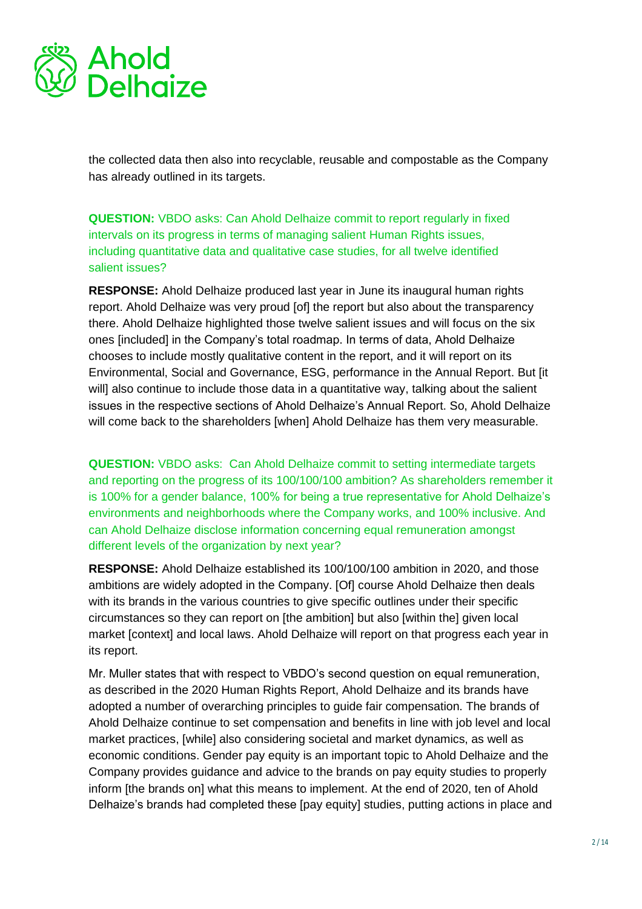the collected data then also into recyclable, reusable and compostable as the Company has already outlined in its targets.

**QUESTION:** VBDO asks: Can Ahold Delhaize commit to report regularly in fixed intervals on its progress in terms of managing salient Human Rights issues, including quantitative data and qualitative case studies, for all twelve identified salient issues?

**RESPONSE:** Ahold Delhaize produced last year in June its inaugural human rights report. Ahold Delhaize was very proud [of] the report but also about the transparency there. Ahold Delhaize highlighted those twelve salient issues and will focus on the six ones [included] in the Company's total roadmap. In terms of data, Ahold Delhaize chooses to include mostly qualitative content in the report, and it will report on its Environmental, Social and Governance, ESG, performance in the Annual Report. But [it will] also continue to include those data in a quantitative way, talking about the salient issues in the respective sections of Ahold Delhaize's Annual Report. So, Ahold Delhaize will come back to the shareholders [when] Ahold Delhaize has them very measurable.

**QUESTION:** VBDO asks: Can Ahold Delhaize commit to setting intermediate targets and reporting on the progress of its 100/100/100 ambition? As shareholders remember it is 100% for a gender balance, 100% for being a true representative for Ahold Delhaize's environments and neighborhoods where the Company works, and 100% inclusive. And can Ahold Delhaize disclose information concerning equal remuneration amongst different levels of the organization by next year?

**RESPONSE:** Ahold Delhaize established its 100/100/100 ambition in 2020, and those ambitions are widely adopted in the Company. [Of] course Ahold Delhaize then deals with its brands in the various countries to give specific outlines under their specific circumstances so they can report on [the ambition] but also [within the] given local market [context] and local laws. Ahold Delhaize will report on that progress each year in its report.

Mr. Muller states that with respect to VBDO's second question on equal remuneration, as described in the 2020 Human Rights Report, Ahold Delhaize and its brands have adopted a number of overarching principles to guide fair compensation. The brands of Ahold Delhaize continue to set compensation and benefits in line with job level and local market practices, [while] also considering societal and market dynamics, as well as economic conditions. Gender pay equity is an important topic to Ahold Delhaize and the Company provides guidance and advice to the brands on pay equity studies to properly inform [the brands on] what this means to implement. At the end of 2020, ten of Ahold Delhaize's brands had completed these [pay equity] studies, putting actions in place and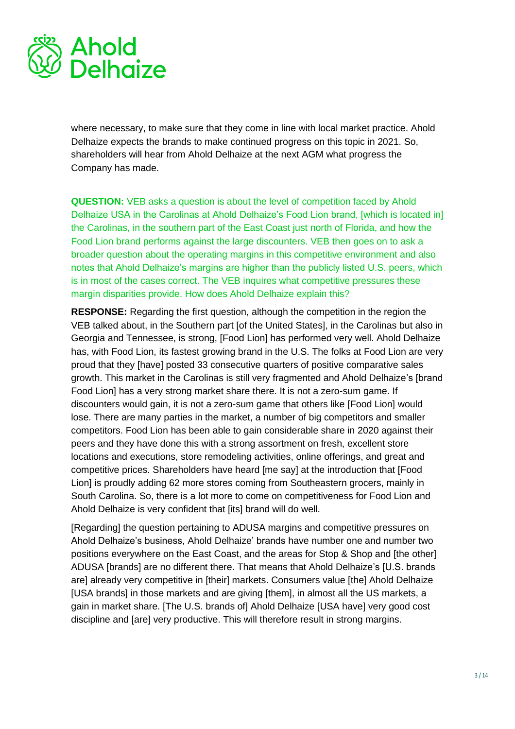where necessary, to make sure that they come in line with local market practice. Ahold Delhaize expects the brands to make continued progress on this topic in 2021. So, shareholders will hear from Ahold Delhaize at the next AGM what progress the Company has made.

**QUESTION:** VEB asks a question is about the level of competition faced by Ahold Delhaize USA in the Carolinas at Ahold Delhaize's Food Lion brand, [which is located in] the Carolinas, in the southern part of the East Coast just north of Florida, and how the Food Lion brand performs against the large discounters. VEB then goes on to ask a broader question about the operating margins in this competitive environment and also notes that Ahold Delhaize's margins are higher than the publicly listed U.S. peers, which is in most of the cases correct. The VEB inquires what competitive pressures these margin disparities provide. How does Ahold Delhaize explain this?

**RESPONSE:** Regarding the first question, although the competition in the region the VEB talked about, in the Southern part [of the United States], in the Carolinas but also in Georgia and Tennessee, is strong, [Food Lion] has performed very well. Ahold Delhaize has, with Food Lion, its fastest growing brand in the U.S. The folks at Food Lion are very proud that they [have] posted 33 consecutive quarters of positive comparative sales growth. This market in the Carolinas is still very fragmented and Ahold Delhaize's [brand Food Lion] has a very strong market share there. It is not a zero-sum game. If discounters would gain, it is not a zero-sum game that others like [Food Lion] would lose. There are many parties in the market, a number of big competitors and smaller competitors. Food Lion has been able to gain considerable share in 2020 against their peers and they have done this with a strong assortment on fresh, excellent store locations and executions, store remodeling activities, online offerings, and great and competitive prices. Shareholders have heard [me say] at the introduction that [Food Lion] is proudly adding 62 more stores coming from Southeastern grocers, mainly in South Carolina. So, there is a lot more to come on competitiveness for Food Lion and Ahold Delhaize is very confident that [its] brand will do well.

[Regarding] the question pertaining to ADUSA margins and competitive pressures on Ahold Delhaize's business, Ahold Delhaize' brands have number one and number two positions everywhere on the East Coast, and the areas for Stop & Shop and [the other] ADUSA [brands] are no different there. That means that Ahold Delhaize's [U.S. brands are] already very competitive in [their] markets. Consumers value [the] Ahold Delhaize [USA brands] in those markets and are giving [them], in almost all the US markets, a gain in market share. [The U.S. brands of] Ahold Delhaize [USA have] very good cost discipline and [are] very productive. This will therefore result in strong margins.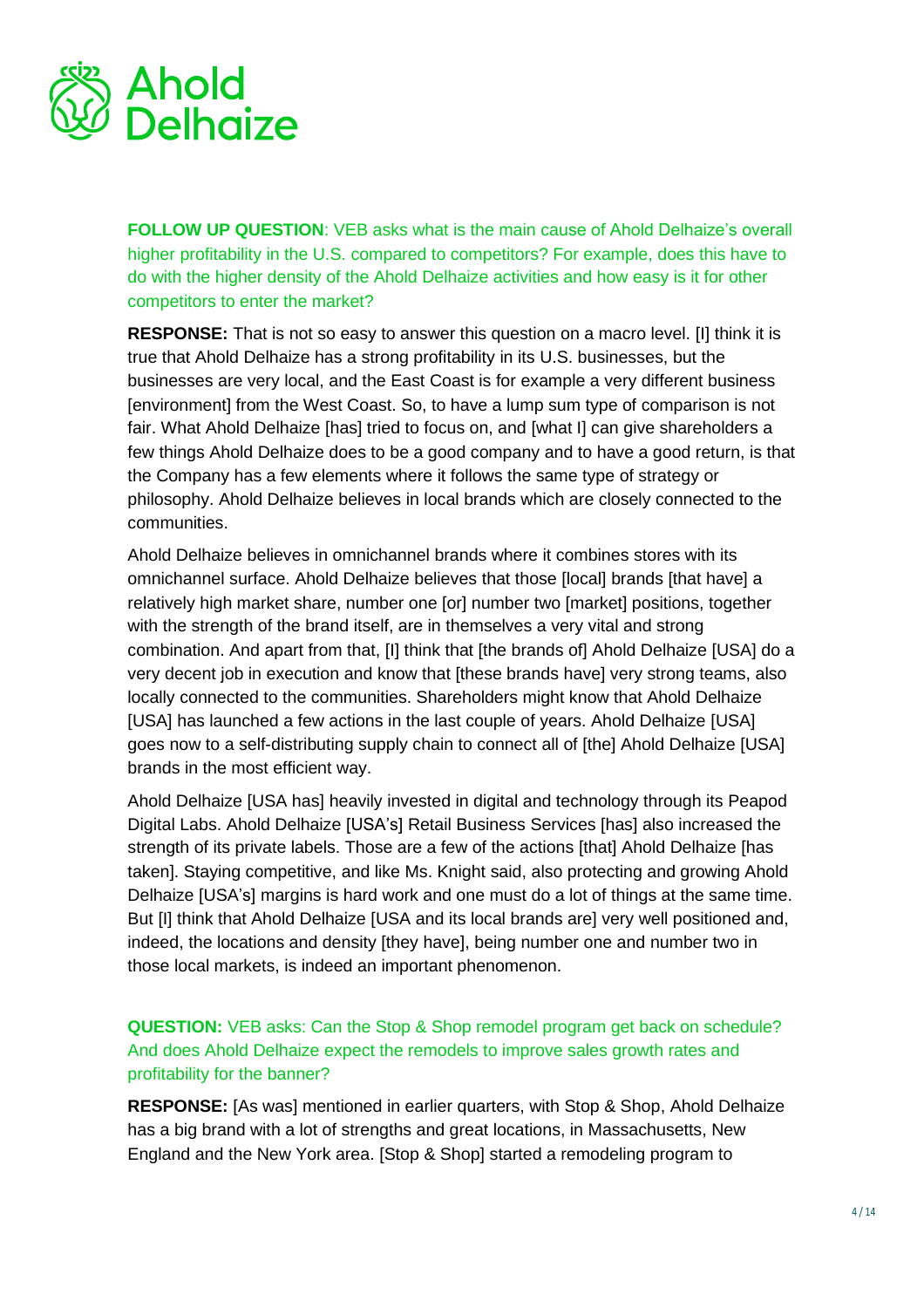**FOLLOW UP QUESTION**: VEB asks what is the main cause of Ahold Delhaize's overall higher profitability in the U.S. compared to competitors? For example, does this have to do with the higher density of the Ahold Delhaize activities and how easy is it for other competitors to enter the market?

**RESPONSE:** That is not so easy to answer this question on a macro level. [I] think it is true that Ahold Delhaize has a strong profitability in its U.S. businesses, but the businesses are very local, and the East Coast is for example a very different business [environment] from the West Coast. So, to have a lump sum type of comparison is not fair. What Ahold Delhaize [has] tried to focus on, and [what I] can give shareholders a few things Ahold Delhaize does to be a good company and to have a good return, is that the Company has a few elements where it follows the same type of strategy or philosophy. Ahold Delhaize believes in local brands which are closely connected to the communities.

Ahold Delhaize believes in omnichannel brands where it combines stores with its omnichannel surface. Ahold Delhaize believes that those [local] brands [that have] a relatively high market share, number one [or] number two [market] positions, together with the strength of the brand itself, are in themselves a very vital and strong combination. And apart from that, [I] think that [the brands of] Ahold Delhaize [USA] do a very decent job in execution and know that [these brands have] very strong teams, also locally connected to the communities. Shareholders might know that Ahold Delhaize [USA] has launched a few actions in the last couple of years. Ahold Delhaize [USA] goes now to a self-distributing supply chain to connect all of [the] Ahold Delhaize [USA] brands in the most efficient way.

Ahold Delhaize [USA has] heavily invested in digital and technology through its Peapod Digital Labs. Ahold Delhaize [USA's] Retail Business Services [has] also increased the strength of its private labels. Those are a few of the actions [that] Ahold Delhaize [has taken]. Staying competitive, and like Ms. Knight said, also protecting and growing Ahold Delhaize [USA's] margins is hard work and one must do a lot of things at the same time. But [I] think that Ahold Delhaize [USA and its local brands are] very well positioned and, indeed, the locations and density [they have], being number one and number two in those local markets, is indeed an important phenomenon.

**QUESTION:** VEB asks: Can the Stop & Shop remodel program get back on schedule? And does Ahold Delhaize expect the remodels to improve sales growth rates and profitability for the banner?

**RESPONSE:** [As was] mentioned in earlier quarters, with Stop & Shop, Ahold Delhaize has a big brand with a lot of strengths and great locations, in Massachusetts, New England and the New York area. [Stop & Shop] started a remodeling program to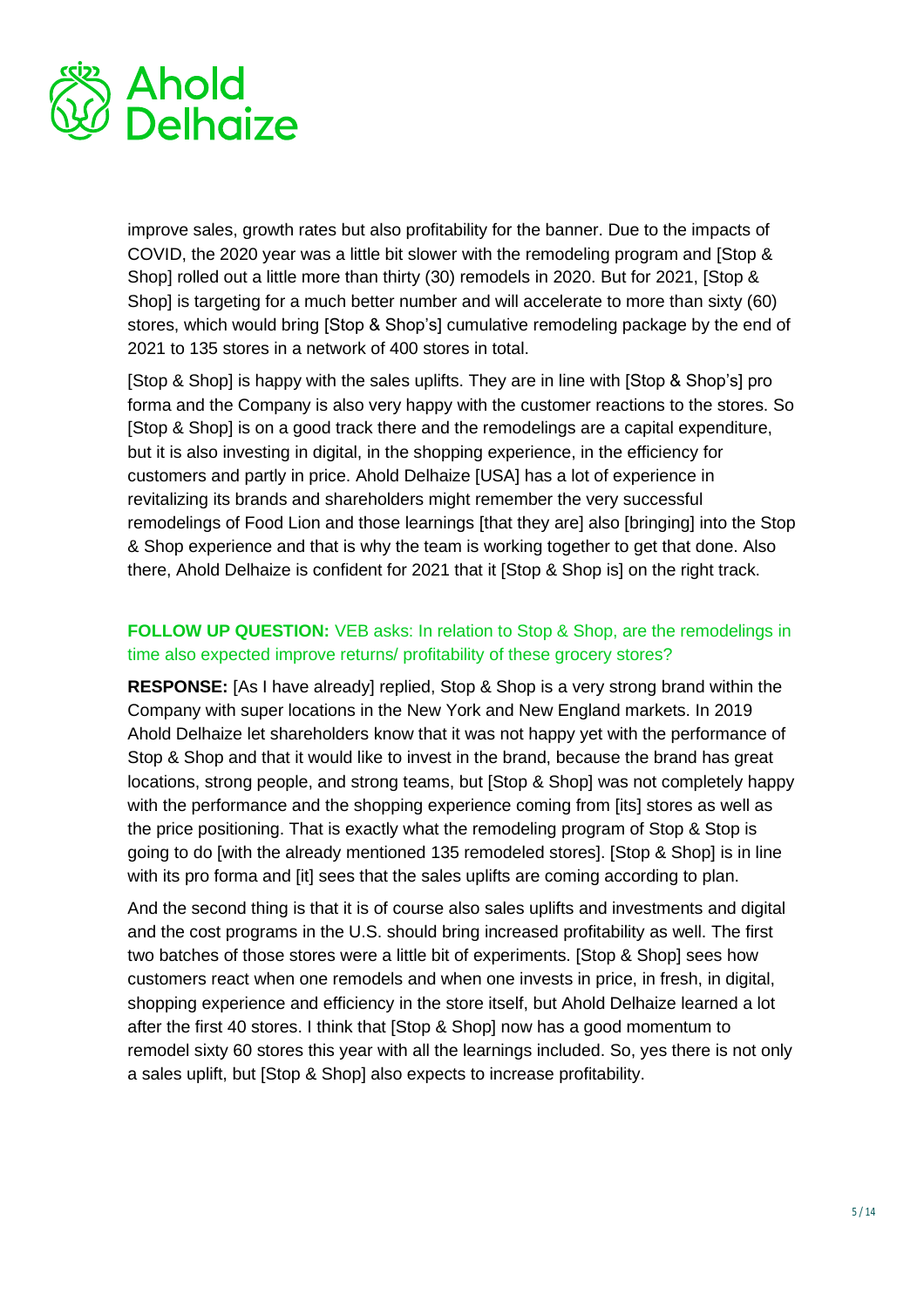improve sales, growth rates but also profitability for the banner. Due to the impacts of COVID, the 2020 year was a little bit slower with the remodeling program and [Stop & Shop] rolled out a little more than thirty (30) remodels in 2020. But for 2021, [Stop & Shop] is targeting for a much better number and will accelerate to more than sixty (60) stores, which would bring [Stop & Shop's] cumulative remodeling package by the end of 2021 to 135 stores in a network of 400 stores in total.

[Stop & Shop] is happy with the sales uplifts. They are in line with [Stop & Shop's] pro forma and the Company is also very happy with the customer reactions to the stores. So [Stop & Shop] is on a good track there and the remodelings are a capital expenditure, but it is also investing in digital, in the shopping experience, in the efficiency for customers and partly in price. Ahold Delhaize [USA] has a lot of experience in revitalizing its brands and shareholders might remember the very successful remodelings of Food Lion and those learnings [that they are] also [bringing] into the Stop & Shop experience and that is why the team is working together to get that done. Also there, Ahold Delhaize is confident for 2021 that it [Stop & Shop is] on the right track.

**FOLLOW UP QUESTION:** VEB asks: In relation to Stop & Shop, are the remodelings in time also expected improve returns/ profitability of these grocery stores?

**RESPONSE:** [As I have already] replied, Stop & Shop is a very strong brand within the Company with super locations in the New York and New England markets. In 2019 Ahold Delhaize let shareholders know that it was not happy yet with the performance of Stop & Shop and that it would like to invest in the brand, because the brand has great locations, strong people, and strong teams, but [Stop & Shop] was not completely happy with the performance and the shopping experience coming from [its] stores as well as the price positioning. That is exactly what the remodeling program of Stop & Stop is going to do [with the already mentioned 135 remodeled stores]. [Stop & Shop] is in line with its pro forma and [it] sees that the sales uplifts are coming according to plan.

And the second thing is that it is of course also sales uplifts and investments and digital and the cost programs in the U.S. should bring increased profitability as well. The first two batches of those stores were a little bit of experiments. [Stop & Shop] sees how customers react when one remodels and when one invests in price, in fresh, in digital, shopping experience and efficiency in the store itself, but Ahold Delhaize learned a lot after the first 40 stores. I think that [Stop & Shop] now has a good momentum to remodel sixty 60 stores this year with all the learnings included. So, yes there is not only a sales uplift, but [Stop & Shop] also expects to increase profitability.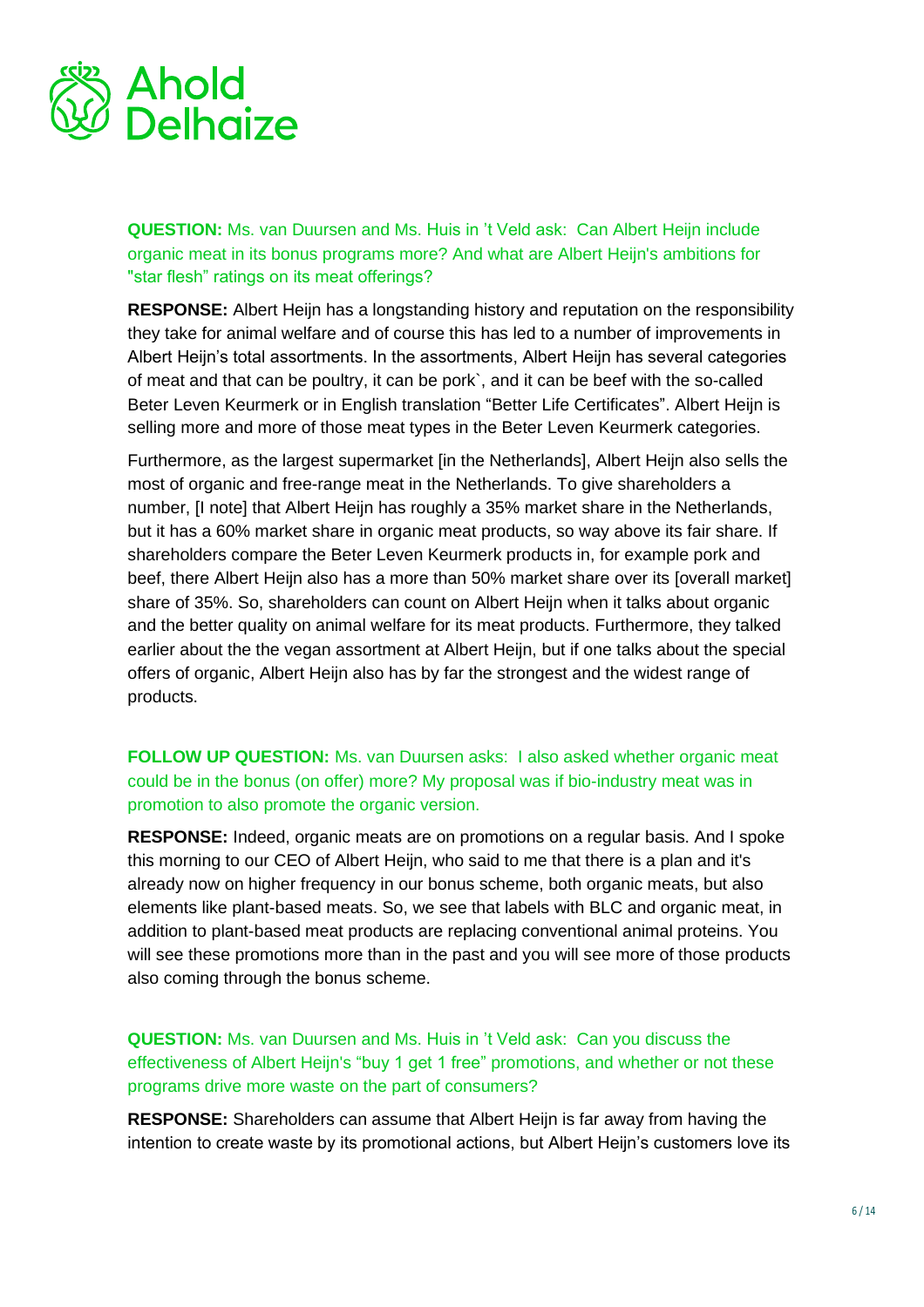**QUESTION:** Ms. van Duursen and Ms. Huis in 't Veld ask: Can Albert Heijn include organic meat in its bonus programs more? And what are Albert Heijn's ambitions for "star flesh" ratings on its meat offerings?

**RESPONSE:** Albert Heijn has a longstanding history and reputation on the responsibility they take for animal welfare and of course this has led to a number of improvements in Albert Heijn's total assortments. In the assortments, Albert Heijn has several categories of meat and that can be poultry, it can be pork`, and it can be beef with the so-called Beter Leven Keurmerk or in English translation "Better Life Certificates". Albert Heijn is selling more and more of those meat types in the Beter Leven Keurmerk categories.

Furthermore, as the largest supermarket [in the Netherlands], Albert Heijn also sells the most of organic and free-range meat in the Netherlands. To give shareholders a number, [I note] that Albert Heijn has roughly a 35% market share in the Netherlands, but it has a 60% market share in organic meat products, so way above its fair share. If shareholders compare the Beter Leven Keurmerk products in, for example pork and beef, there Albert Heijn also has a more than 50% market share over its [overall market] share of 35%. So, shareholders can count on Albert Heijn when it talks about organic and the better quality on animal welfare for its meat products. Furthermore, they talked earlier about the the vegan assortment at Albert Heijn, but if one talks about the special offers of organic, Albert Heijn also has by far the strongest and the widest range of products.

**FOLLOW UP QUESTION:** Ms. van Duursen asks: I also asked whether organic meat could be in the bonus (on offer) more? My proposal was if bio-industry meat was in promotion to also promote the organic version.

**RESPONSE:** Indeed, organic meats are on promotions on a regular basis. And I spoke this morning to our CEO of Albert Heijn, who said to me that there is a plan and it's already now on higher frequency in our bonus scheme, both organic meats, but also elements like plant-based meats. So, we see that labels with BLC and organic meat, in addition to plant-based meat products are replacing conventional animal proteins. You will see these promotions more than in the past and you will see more of those products also coming through the bonus scheme.

**QUESTION:** Ms. van Duursen and Ms. Huis in 't Veld ask: Can you discuss the effectiveness of Albert Heijn's "buy 1 get 1 free" promotions, and whether or not these programs drive more waste on the part of consumers?

**RESPONSE:** Shareholders can assume that Albert Heijn is far away from having the intention to create waste by its promotional actions, but Albert Heijn's customers love its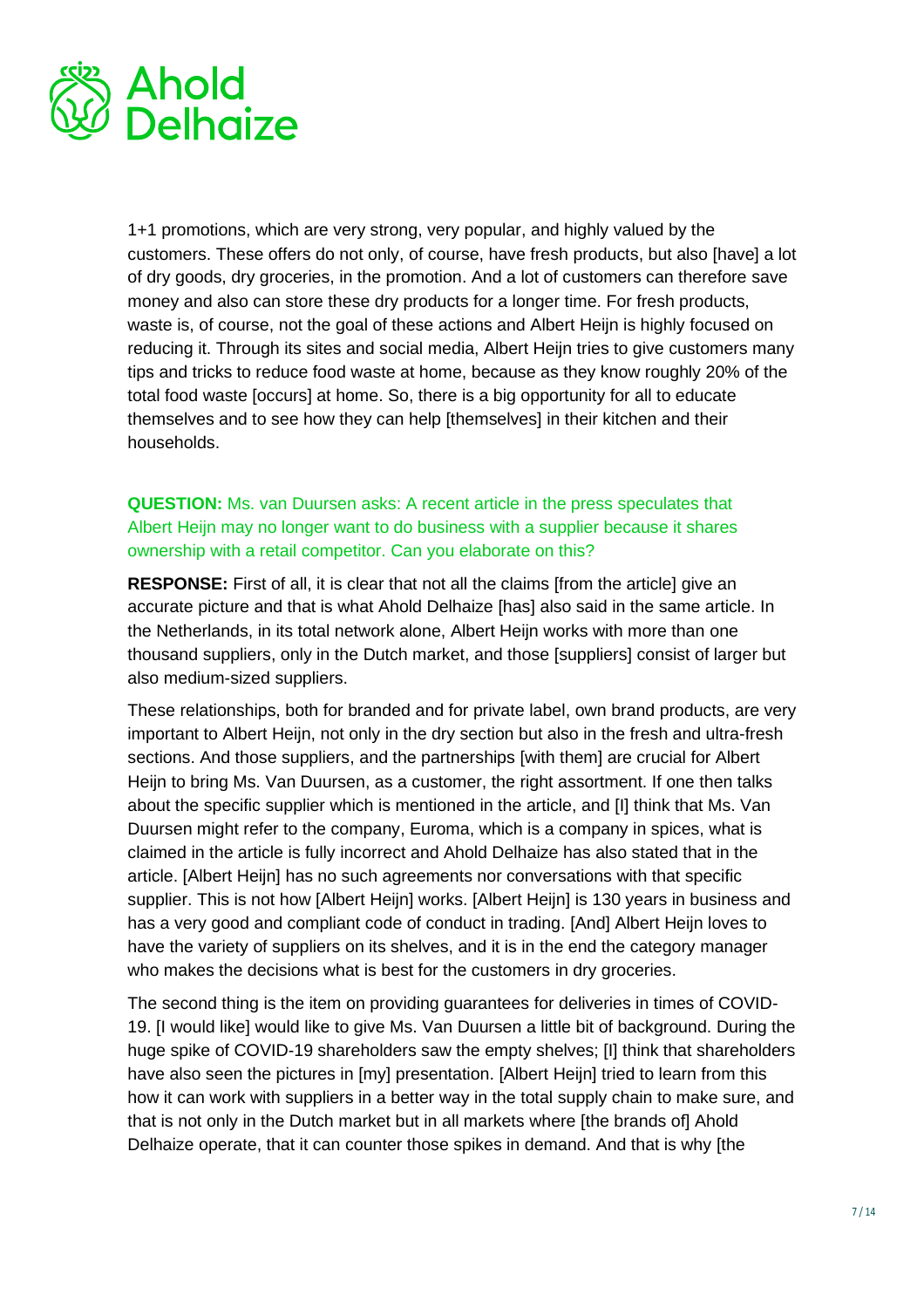1+1 promotions, which are very strong, very popular, and highly valued by the customers. These offers do not only, of course, have fresh products, but also [have] a lot of dry goods, dry groceries, in the promotion. And a lot of customers can therefore save money and also can store these dry products for a longer time. For fresh products, waste is, of course, not the goal of these actions and Albert Heijn is highly focused on reducing it. Through its sites and social media, Albert Heijn tries to give customers many tips and tricks to reduce food waste at home, because as they know roughly 20% of the total food waste [occurs] at home. So, there is a big opportunity for all to educate themselves and to see how they can help [themselves] in their kitchen and their households.

**QUESTION:** Ms. van Duursen asks: A recent article in the press speculates that Albert Heijn may no longer want to do business with a supplier because it shares ownership with a retail competitor. Can you elaborate on this?

**RESPONSE:** First of all, it is clear that not all the claims [from the article] give an accurate picture and that is what Ahold Delhaize [has] also said in the same article. In the Netherlands, in its total network alone, Albert Heijn works with more than one thousand suppliers, only in the Dutch market, and those [suppliers] consist of larger but also medium-sized suppliers.

These relationships, both for branded and for private label, own brand products, are very important to Albert Heijn, not only in the dry section but also in the fresh and ultra-fresh sections. And those suppliers, and the partnerships [with them] are crucial for Albert Heijn to bring Ms. Van Duursen, as a customer, the right assortment. If one then talks about the specific supplier which is mentioned in the article, and [I] think that Ms. Van Duursen might refer to the company, Euroma, which is a company in spices, what is claimed in the article is fully incorrect and Ahold Delhaize has also stated that in the article. [Albert Heijn] has no such agreements nor conversations with that specific supplier. This is not how [Albert Heijn] works. [Albert Heijn] is 130 years in business and has a very good and compliant code of conduct in trading. [And] Albert Heijn loves to have the variety of suppliers on its shelves, and it is in the end the category manager who makes the decisions what is best for the customers in dry groceries.

The second thing is the item on providing guarantees for deliveries in times of COVID-19. [I would like] would like to give Ms. Van Duursen a little bit of background. During the huge spike of COVID-19 shareholders saw the empty shelves; [I] think that shareholders have also seen the pictures in [my] presentation. [Albert Heijn] tried to learn from this how it can work with suppliers in a better way in the total supply chain to make sure, and that is not only in the Dutch market but in all markets where [the brands of] Ahold Delhaize operate, that it can counter those spikes in demand. And that is why [the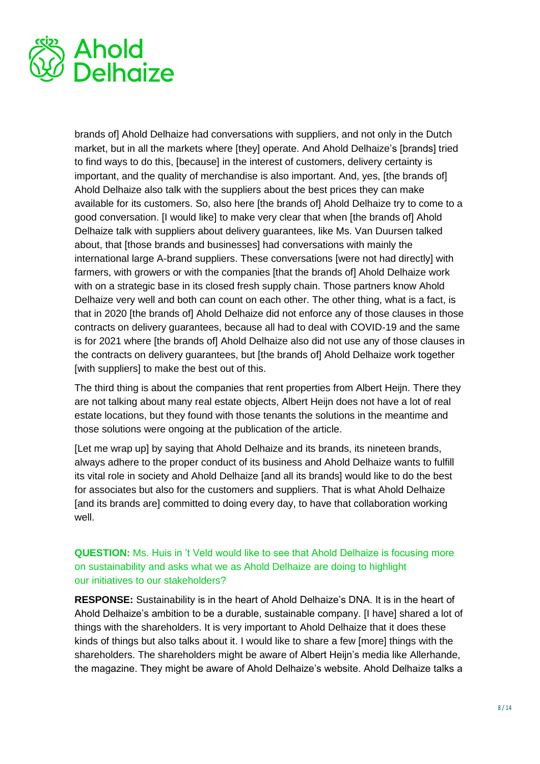brands of] Ahold Delhaize had conversations with suppliers, and not only in the Dutch market, but in all the markets where [they] operate. And Ahold Delhaize's [brands] tried to find ways to do this, [because] in the interest of customers, delivery certainty is important, and the quality of merchandise is also important. And, yes, [the brands of] Ahold Delhaize also talk with the suppliers about the best prices they can make available for its customers. So, also here [the brands of] Ahold Delhaize try to come to a good conversation. [I would like] to make very clear that when [the brands of] Ahold Delhaize talk with suppliers about delivery guarantees, like Ms. Van Duursen talked about, that [those brands and businesses] had conversations with mainly the international large A-brand suppliers. These conversations [were not had directly] with farmers, with growers or with the companies [that the brands of] Ahold Delhaize work with on a strategic base in its closed fresh supply chain. Those partners know Ahold Delhaize very well and both can count on each other. The other thing, what is a fact, is that in 2020 [the brands of] Ahold Delhaize did not enforce any of those clauses in those contracts on delivery guarantees, because all had to deal with COVID-19 and the same is for 2021 where [the brands of] Ahold Delhaize also did not use any of those clauses in the contracts on delivery guarantees, but [the brands of] Ahold Delhaize work together [with suppliers] to make the best out of this.

The third thing is about the companies that rent properties from Albert Heijn. There they are not talking about many real estate objects, Albert Heijn does not have a lot of real estate locations, but they found with those tenants the solutions in the meantime and those solutions were ongoing at the publication of the article.

[Let me wrap up] by saying that Ahold Delhaize and its brands, its nineteen brands, always adhere to the proper conduct of its business and Ahold Delhaize wants to fulfill its vital role in society and Ahold Delhaize [and all its brands] would like to do the best for associates but also for the customers and suppliers. That is what Ahold Delhaize [and its brands are] committed to doing every day, to have that collaboration working well.

**QUESTION:** Ms. Huis in 't Veld would like to see that Ahold Delhaize is focusing more on sustainability and asks what we as Ahold Delhaize are doing to highlight our initiatives to our stakeholders?

**RESPONSE:** Sustainability is in the heart of Ahold Delhaize's DNA. It is in the heart of Ahold Delhaize's ambition to be a durable, sustainable company. [I have] shared a lot of things with the shareholders. It is very important to Ahold Delhaize that it does these kinds of things but also talks about it. I would like to share a few [more] things with the shareholders. The shareholders might be aware of Albert Heijn's media like Allerhande, the magazine. They might be aware of Ahold Delhaize's website. Ahold Delhaize talks a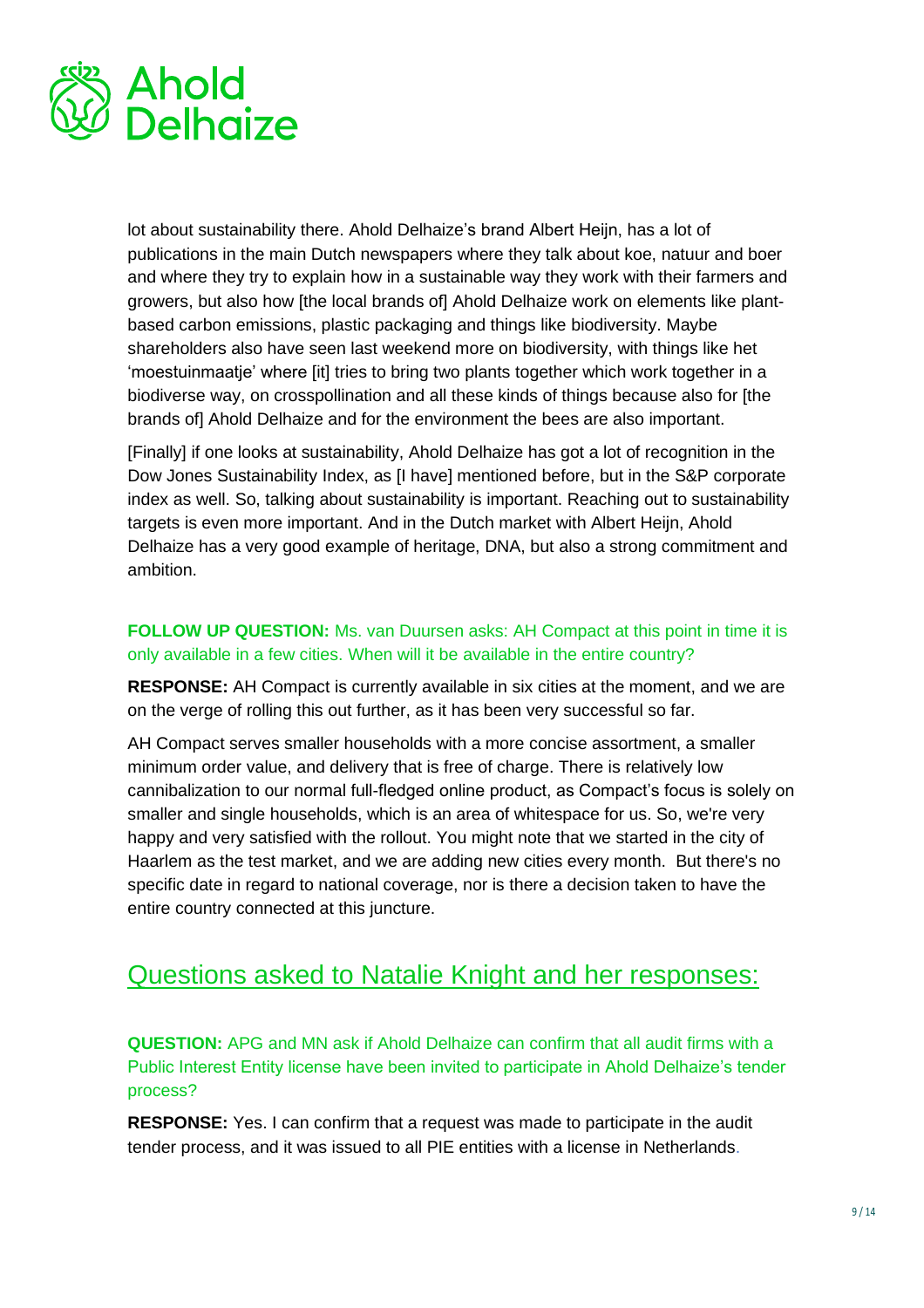lot about sustainability there. Ahold Delhaize's brand Albert Heijn, has a lot of publications in the main Dutch newspapers where they talk about koe, natuur and boer and where they try to explain how in a sustainable way they work with their farmers and growers, but also how [the local brands of] Ahold Delhaize work on elements like plant-based carbon emissions, plastic packaging and things like biodiversity. Maybe shareholders also have seen last weekend more on biodiversity, with things like het 'moestuinmaatje' where [it] tries to bring two plants together which work together in a biodiverse way, on crosspollination and all these kinds of things because also for [the brands of] Ahold Delhaize and for the environment the bees are also important.

[Finally] if one looks at sustainability, Ahold Delhaize has got a lot of recognition in the Dow Jones Sustainability Index, as [I have] mentioned before, but in the S&P corporate index as well. So, talking about sustainability is important. Reaching out to sustainability targets is even more important. And in the Dutch market with Albert Heijn, Ahold Delhaize has a very good example of heritage, DNA, but also a strong commitment and ambition.

**FOLLOW UP QUESTION:** Ms. van Duursen asks: AH Compact at this point in time it is only available in a few cities. When will it be available in the entire country?

**RESPONSE:** AH Compact is currently available in six cities at the moment, and we are on the verge of rolling this out further, as it has been very successful so far.

AH Compact serves smaller households with a more concise assortment, a smaller minimum order value, and delivery that is free of charge. There is relatively low cannibalization to our normal full-fledged online product, as Compact's focus is solely on smaller and single households, which is an area of whitespace for us. So, we're very happy and very satisfied with the rollout. You might note that we started in the city of Haarlem as the test market, and we are adding new cities every month. But there's no specific date in regard to national coverage, nor is there a decision taken to have the entire country connected at this juncture.

## Questions asked to Natalie Knight and her responses:

**QUESTION:** APG and MN ask if Ahold Delhaize can confirm that all audit firms with a Public Interest Entity license have been invited to participate in Ahold Delhaize's tender process?

**RESPONSE:** Yes. I can confirm that a request was made to participate in the audit tender process, and it was issued to all PIE entities with a license in Netherlands.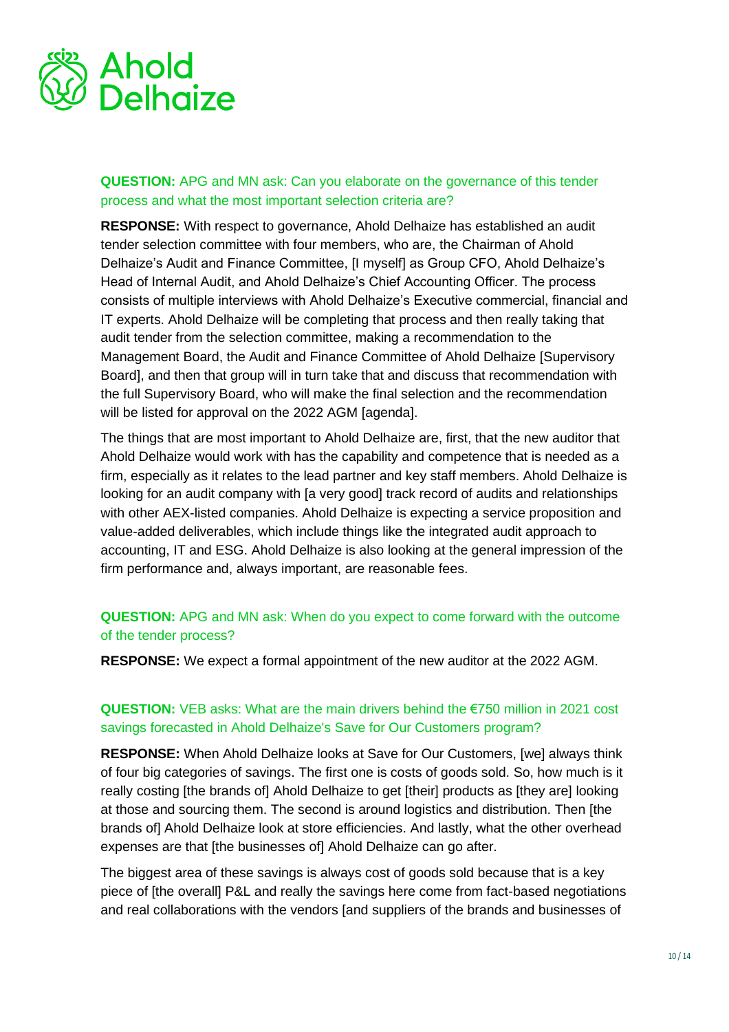**QUESTION:** APG and MN ask: Can you elaborate on the governance of this tender process and what the most important selection criteria are?

**RESPONSE:** With respect to governance, Ahold Delhaize has established an audit tender selection committee with four members, who are, the Chairman of Ahold Delhaize's Audit and Finance Committee, [I myself] as Group CFO, Ahold Delhaize's Head of Internal Audit, and Ahold Delhaize's Chief Accounting Officer. The process consists of multiple interviews with Ahold Delhaize's Executive commercial, financial and IT experts. Ahold Delhaize will be completing that process and then really taking that audit tender from the selection committee, making a recommendation to the Management Board, the Audit and Finance Committee of Ahold Delhaize [Supervisory Board], and then that group will in turn take that and discuss that recommendation with the full Supervisory Board, who will make the final selection and the recommendation will be listed for approval on the 2022 AGM [agenda].

The things that are most important to Ahold Delhaize are, first, that the new auditor that Ahold Delhaize would work with has the capability and competence that is needed as a firm, especially as it relates to the lead partner and key staff members. Ahold Delhaize is looking for an audit company with [a very good] track record of audits and relationships with other AEX-listed companies. Ahold Delhaize is expecting a service proposition and value-added deliverables, which include things like the integrated audit approach to accounting, IT and ESG. Ahold Delhaize is also looking at the general impression of the firm performance and, always important, are reasonable fees.

**QUESTION:** APG and MN ask: When do you expect to come forward with the outcome of the tender process?

**RESPONSE:** We expect a formal appointment of the new auditor at the 2022 AGM.

**QUESTION:** VEB asks: What are the main drivers behind the €750 million in 2021 cost savings forecasted in Ahold Delhaize's Save for Our Customers program?

**RESPONSE:** When Ahold Delhaize looks at Save for Our Customers, [we] always think of four big categories of savings. The first one is costs of goods sold. So, how much is it really costing [the brands of] Ahold Delhaize to get [their] products as [they are] looking at those and sourcing them. The second is around logistics and distribution. Then [the brands of] Ahold Delhaize look at store efficiencies. And lastly, what the other overhead expenses are that [the businesses of] Ahold Delhaize can go after.

The biggest area of these savings is always cost of goods sold because that is a key piece of [the overall] P&L and really the savings here come from fact-based negotiations and real collaborations with the vendors [and suppliers of the brands and businesses of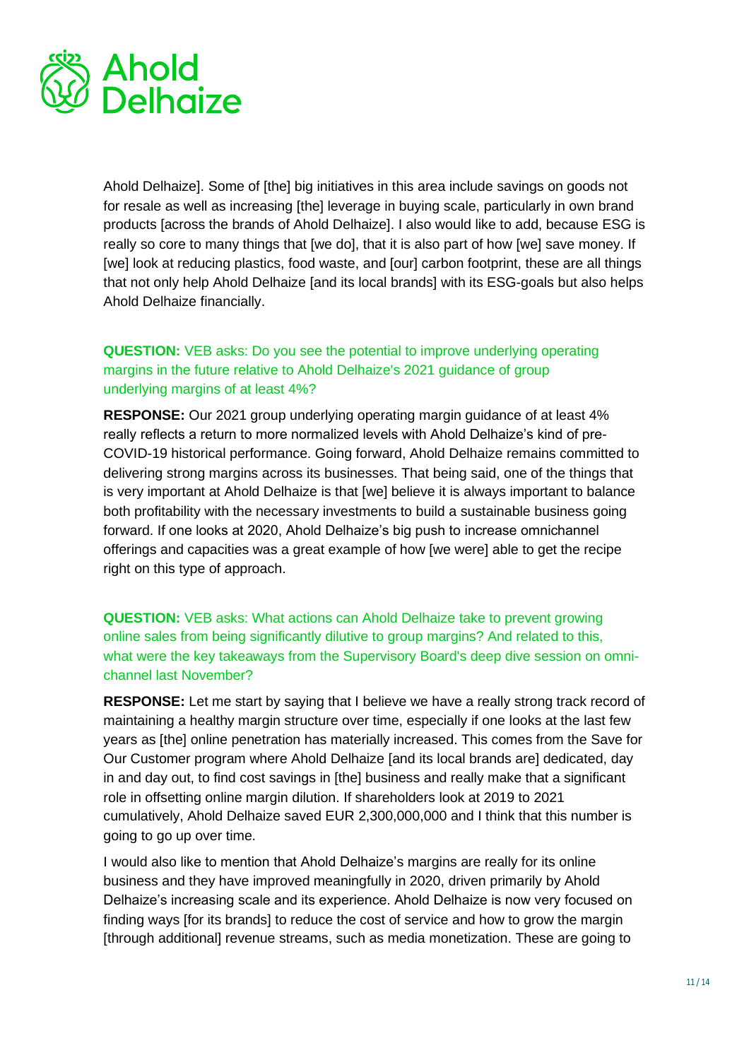Ahold Delhaize]. Some of [the] big initiatives in this area include savings on goods not for resale as well as increasing [the] leverage in buying scale, particularly in own brand products [across the brands of Ahold Delhaize]. I also would like to add, because ESG is really so core to many things that [we do], that it is also part of how [we] save money. If [we] look at reducing plastics, food waste, and [our] carbon footprint, these are all things that not only help Ahold Delhaize [and its local brands] with its ESG-goals but also helps Ahold Delhaize financially.

**QUESTION:** VEB asks: Do you see the potential to improve underlying operating margins in the future relative to Ahold Delhaize's 2021 guidance of group underlying margins of at least 4%?

**RESPONSE:** Our 2021 group underlying operating margin guidance of at least 4% really reflects a return to more normalized levels with Ahold Delhaize's kind of pre-COVID-19 historical performance. Going forward, Ahold Delhaize remains committed to delivering strong margins across its businesses. That being said, one of the things that is very important at Ahold Delhaize is that [we] believe it is always important to balance both profitability with the necessary investments to build a sustainable business going forward. If one looks at 2020, Ahold Delhaize's big push to increase omnichannel offerings and capacities was a great example of how [we were] able to get the recipe right on this type of approach.

**QUESTION:** VEB asks: What actions can Ahold Delhaize take to prevent growing online sales from being significantly dilutive to group margins? And related to this, what were the key takeaways from the Supervisory Board's deep dive session on omni-channel last November?

**RESPONSE:** Let me start by saying that I believe we have a really strong track record of maintaining a healthy margin structure over time, especially if one looks at the last few years as [the] online penetration has materially increased. This comes from the Save for Our Customer program where Ahold Delhaize [and its local brands are] dedicated, day in and day out, to find cost savings in [the] business and really make that a significant role in offsetting online margin dilution. If shareholders look at 2019 to 2021 cumulatively, Ahold Delhaize saved EUR 2,300,000,000 and I think that this number is going to go up over time.

I would also like to mention that Ahold Delhaize's margins are really for its online business and they have improved meaningfully in 2020, driven primarily by Ahold Delhaize's increasing scale and its experience. Ahold Delhaize is now very focused on finding ways [for its brands] to reduce the cost of service and how to grow the margin [through additional] revenue streams, such as media monetization. These are going to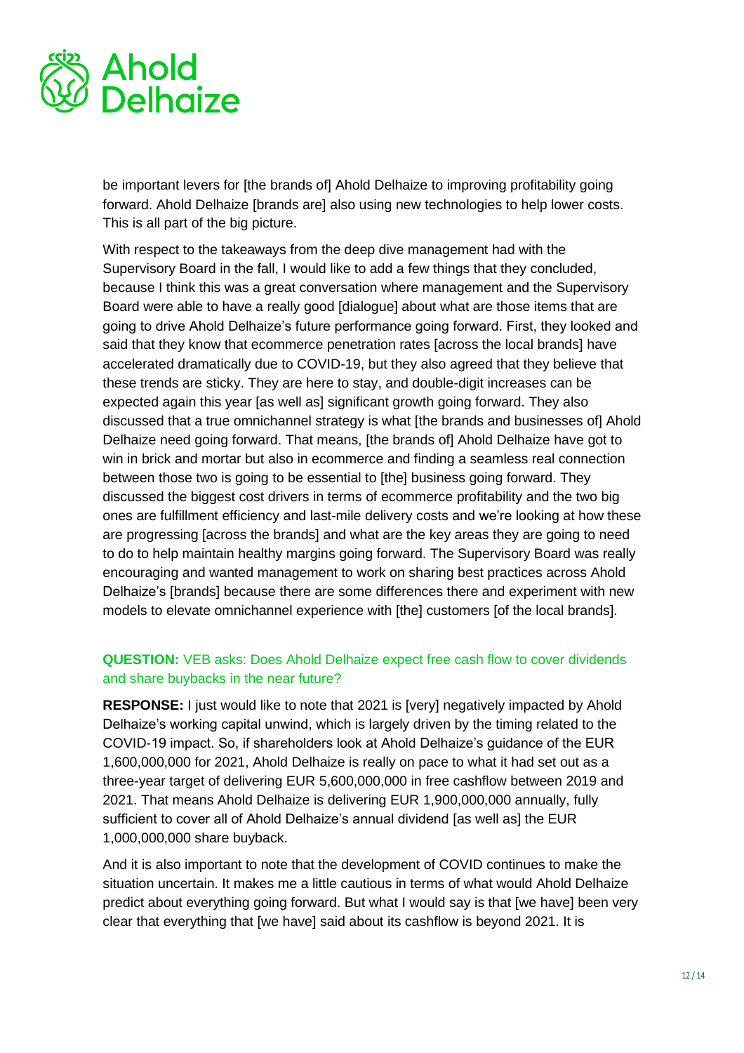be important levers for [the brands of] Ahold Delhaize to improving profitability going forward. Ahold Delhaize [brands are] also using new technologies to help lower costs. This is all part of the big picture.

With respect to the takeaways from the deep dive management had with the Supervisory Board in the fall, I would like to add a few things that they concluded, because I think this was a great conversation where management and the Supervisory Board were able to have a really good [dialogue] about what are those items that are going to drive Ahold Delhaize's future performance going forward. First, they looked and said that they know that ecommerce penetration rates [across the local brands] have accelerated dramatically due to COVID-19, but they also agreed that they believe that these trends are sticky. They are here to stay, and double-digit increases can be expected again this year [as well as] significant growth going forward. They also discussed that a true omnichannel strategy is what [the brands and businesses of] Ahold Delhaize need going forward. That means, [the brands of] Ahold Delhaize have got to win in brick and mortar but also in ecommerce and finding a seamless real connection between those two is going to be essential to [the] business going forward. They discussed the biggest cost drivers in terms of ecommerce profitability and the two big ones are fulfillment efficiency and last-mile delivery costs and we're looking at how these are progressing [across the brands] and what are the key areas they are going to need to do to help maintain healthy margins going forward. The Supervisory Board was really encouraging and wanted management to work on sharing best practices across Ahold Delhaize's [brands] because there are some differences there and experiment with new models to elevate omnichannel experience with [the] customers [of the local brands].

**QUESTION:** VEB asks: Does Ahold Delhaize expect free cash flow to cover dividends and share buybacks in the near future?

**RESPONSE:** I just would like to note that 2021 is [very] negatively impacted by Ahold Delhaize's working capital unwind, which is largely driven by the timing related to the COVID-19 impact. So, if shareholders look at Ahold Delhaize's guidance of the EUR 1,600,000,000 for 2021, Ahold Delhaize is really on pace to what it had set out as a three-year target of delivering EUR 5,600,000,000 in free cashflow between 2019 and 2021. That means Ahold Delhaize is delivering EUR 1,900,000,000 annually, fully sufficient to cover all of Ahold Delhaize's annual dividend [as well as] the EUR 1,000,000,000 share buyback.

And it is also important to note that the development of COVID continues to make the situation uncertain. It makes me a little cautious in terms of what would Ahold Delhaize predict about everything going forward. But what I would say is that [we have] been very clear that everything that [we have] said about its cashflow is beyond 2021. It is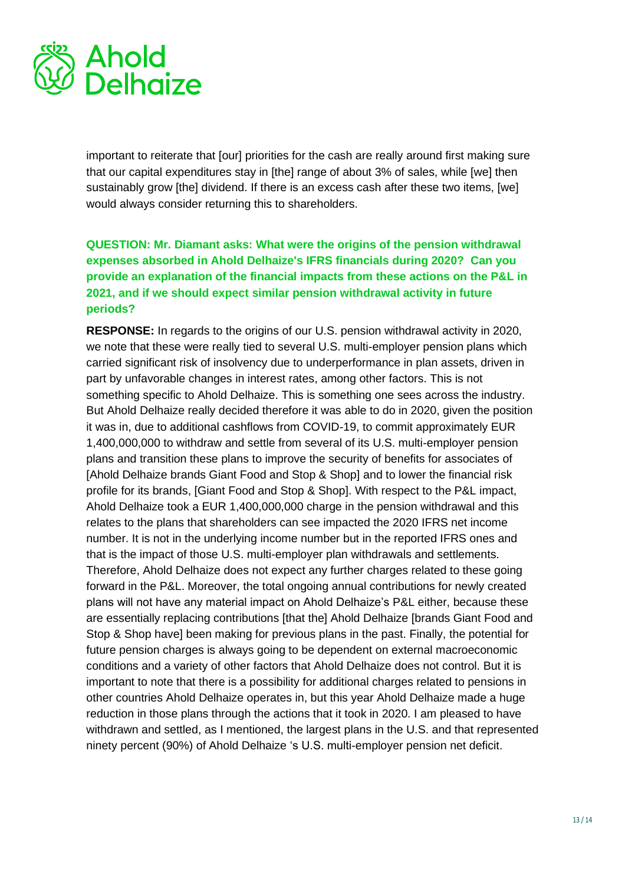important to reiterate that [our] priorities for the cash are really around first making sure that our capital expenditures stay in [the] range of about 3% of sales, while [we] then sustainably grow [the] dividend. If there is an excess cash after these two items, [we] would always consider returning this to shareholders.

**QUESTION: Mr. Diamant asks: What were the origins of the pension withdrawal expenses absorbed in Ahold Delhaize's IFRS financials during 2020? Can you provide an explanation of the financial impacts from these actions on the P&L in 2021, and if we should expect similar pension withdrawal activity in future periods?**

**RESPONSE:** In regards to the origins of our U.S. pension withdrawal activity in 2020, we note that these were really tied to several U.S. multi-employer pension plans which carried significant risk of insolvency due to underperformance in plan assets, driven in part by unfavorable changes in interest rates, among other factors. This is not something specific to Ahold Delhaize. This is something one sees across the industry. But Ahold Delhaize really decided therefore it was able to do in 2020, given the position it was in, due to additional cashflows from COVID-19, to commit approximately EUR 1,400,000,000 to withdraw and settle from several of its U.S. multi-employer pension plans and transition these plans to improve the security of benefits for associates of [Ahold Delhaize brands Giant Food and Stop & Shop] and to lower the financial risk profile for its brands, [Giant Food and Stop & Shop]. With respect to the P&L impact, Ahold Delhaize took a EUR 1,400,000,000 charge in the pension withdrawal and this relates to the plans that shareholders can see impacted the 2020 IFRS net income number. It is not in the underlying income number but in the reported IFRS ones and that is the impact of those U.S. multi-employer plan withdrawals and settlements. Therefore, Ahold Delhaize does not expect any further charges related to these going forward in the P&L. Moreover, the total ongoing annual contributions for newly created plans will not have any material impact on Ahold Delhaize's P&L either, because these are essentially replacing contributions [that the] Ahold Delhaize [brands Giant Food and Stop & Shop have] been making for previous plans in the past. Finally, the potential for future pension charges is always going to be dependent on external macroeconomic conditions and a variety of other factors that Ahold Delhaize does not control. But it is important to note that there is a possibility for additional charges related to pensions in other countries Ahold Delhaize operates in, but this year Ahold Delhaize made a huge reduction in those plans through the actions that it took in 2020. I am pleased to have withdrawn and settled, as I mentioned, the largest plans in the U.S. and that represented ninety percent (90%) of Ahold Delhaize 's U.S. multi-employer pension net deficit.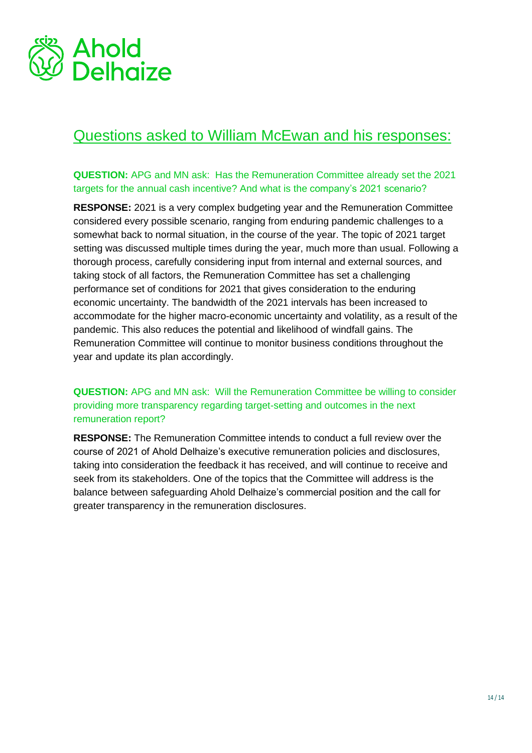# Ahold Delhaize

## Questions asked to William McEwan and his responses:

**QUESTION:** APG and MN ask: Has the Remuneration Committee already set the 2021 targets for the annual cash incentive? And what is the company's 2021 scenario?

**RESPONSE:** 2021 is a very complex budgeting year and the Remuneration Committee considered every possible scenario, ranging from enduring pandemic challenges to a somewhat back to normal situation, in the course of the year. The topic of 2021 target setting was discussed multiple times during the year, much more than usual. Following a thorough process, carefully considering input from internal and external sources, and taking stock of all factors, the Remuneration Committee has set a challenging performance set of conditions for 2021 that gives consideration to the enduring economic uncertainty. The bandwidth of the 2021 intervals has been increased to accommodate for the higher macro-economic uncertainty and volatility, as a result of the pandemic. This also reduces the potential and likelihood of windfall gains. The Remuneration Committee will continue to monitor business conditions throughout the year and update its plan accordingly.

**QUESTION:** APG and MN ask: Will the Remuneration Committee be willing to consider providing more transparency regarding target-setting and outcomes in the next remuneration report?

**RESPONSE:** The Remuneration Committee intends to conduct a full review over the course of 2021 of Ahold Delhaize's executive remuneration policies and disclosures, taking into consideration the feedback it has received, and will continue to receive and seek from its stakeholders. One of the topics that the Committee will address is the balance between safeguarding Ahold Delhaize's commercial position and the call for greater transparency in the remuneration disclosures.